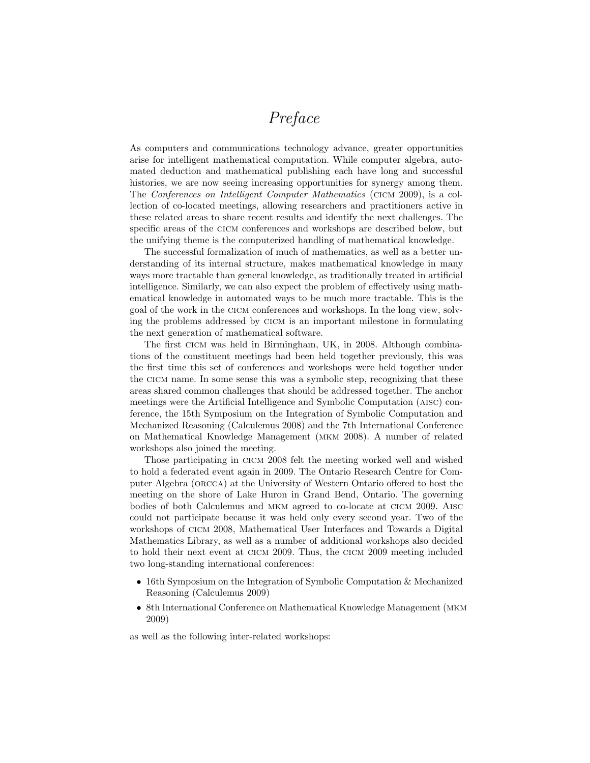# *Preface*

As computers and communications technology advance, greater opportunities arise for intelligent mathematical computation. While computer algebra, automated deduction and mathematical publishing each have long and successful histories, we are now seeing increasing opportunities for synergy among them. The *Conferences on Intelligent Computer Mathematics* (CICM 2009), is a collection of co-located meetings, allowing researchers and practitioners active in these related areas to share recent results and identify the next challenges. The specific areas of the CICM conferences and workshops are described below, but the unifying theme is the computerized handling of mathematical knowledge.

The successful formalization of much of mathematics, as well as a better understanding of its internal structure, makes mathematical knowledge in many ways more tractable than general knowledge, as traditionally treated in artificial intelligence. Similarly, we can also expect the problem of effectively using mathematical knowledge in automated ways to be much more tractable. This is the goal of the work in the CICM conferences and workshops. In the long view, solving the problems addressed by CICM is an important milestone in formulating the next generation of mathematical software.

The first CICM was held in Birmingham, UK, in 2008. Although combinations of the constituent meetings had been held together previously, this was the first time this set of conferences and workshops were held together under the CICM name. In some sense this was a symbolic step, recognizing that these areas shared common challenges that should be addressed together. The anchor meetings were the Artificial Intelligence and Symbolic Computation (AISC) conference, the 15th Symposium on the Integration of Symbolic Computation and Mechanized Reasoning (Calculemus 2008) and the 7th International Conference on Mathematical Knowledge Management (MKM 2008). A number of related workshops also joined the meeting.

Those participating in CICM 2008 felt the meeting worked well and wished to hold a federated event again in 2009. The Ontario Research Centre for Computer Algebra (ORCCA) at the University of Western Ontario offered to host the meeting on the shore of Lake Huron in Grand Bend, Ontario. The governing bodies of both Calculemus and MKM agreed to co-locate at CICM 2009. AISC could not participate because it was held only every second year. Two of the workshops of CICM 2008, Mathematical User Interfaces and Towards a Digital Mathematics Library, as well as a number of additional workshops also decided to hold their next event at CICM 2009. Thus, the CICM 2009 meeting included two long-standing international conferences:

- 16th Symposium on the Integration of Symbolic Computation & Mechanized Reasoning (Calculemus 2009)
- 8th International Conference on Mathematical Knowledge Management (MKM 2009)

as well as the following inter-related workshops: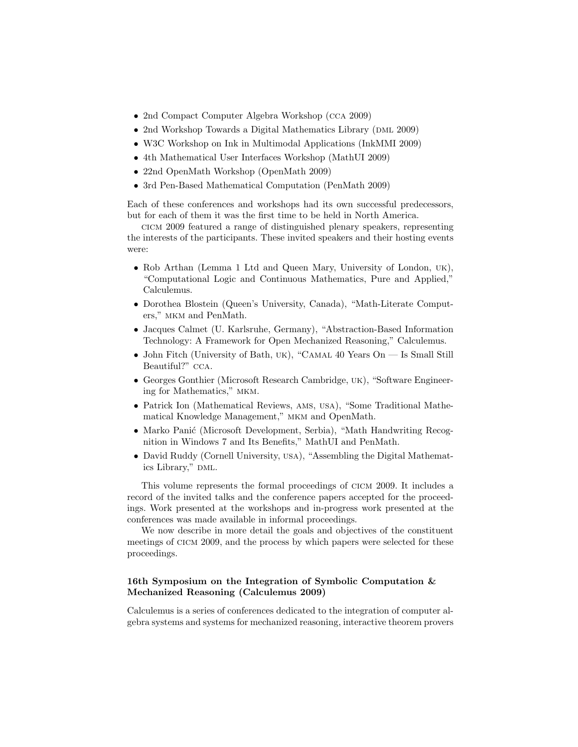- 2nd Compact Computer Algebra Workshop (CCA 2009)
- 2nd Workshop Towards a Digital Mathematics Library (DML 2009)
- W3C Workshop on Ink in Multimodal Applications (InkMMI 2009)
- 4th Mathematical User Interfaces Workshop (MathUI 2009)
- 22nd OpenMath Workshop (OpenMath 2009)
- 3rd Pen-Based Mathematical Computation (PenMath 2009)

Each of these conferences and workshops had its own successful predecessors, but for each of them it was the first time to be held in North America.

CICM 2009 featured a range of distinguished plenary speakers, representing the interests of the participants. These invited speakers and their hosting events were:

- Rob Arthan (Lemma 1 Ltd and Queen Mary, University of London, UK), "Computational Logic and Continuous Mathematics, Pure and Applied," Calculemus.
- Dorothea Blostein (Queen's University, Canada), "Math-Literate Computers," MKM and PenMath.
- Jacques Calmet (U. Karlsruhe, Germany), "Abstraction-Based Information Technology: A Framework for Open Mechanized Reasoning," Calculemus.
- John Fitch (University of Bath, UK), "CAMAL 40 Years On — Is Small Still Beautiful?" CCA.
- Georges Gonthier (Microsoft Research Cambridge, UK), "Software Engineering for Mathematics," MKM.
- Patrick Ion (Mathematical Reviews, AMS, USA), "Some Traditional Mathematical Knowledge Management," MKM and OpenMath.
- Marko Panić (Microsoft Development, Serbia), "Math Handwriting Recognition in Windows 7 and Its Benefits," MathUI and PenMath.
- David Ruddy (Cornell University, USA), "Assembling the Digital Mathematics Library," DML.

This volume represents the formal proceedings of CICM 2009. It includes a record of the invited talks and the conference papers accepted for the proceedings. Work presented at the workshops and in-progress work presented at the conferences was made available in informal proceedings.

We now describe in more detail the goals and objectives of the constituent meetings of CICM 2009, and the process by which papers were selected for these proceedings.

### 16th Symposium on the Integration of Symbolic Computation & Mechanized Reasoning (Calculemus 2009)

Calculemus is a series of conferences dedicated to the integration of computer algebra systems and systems for mechanized reasoning, interactive theorem provers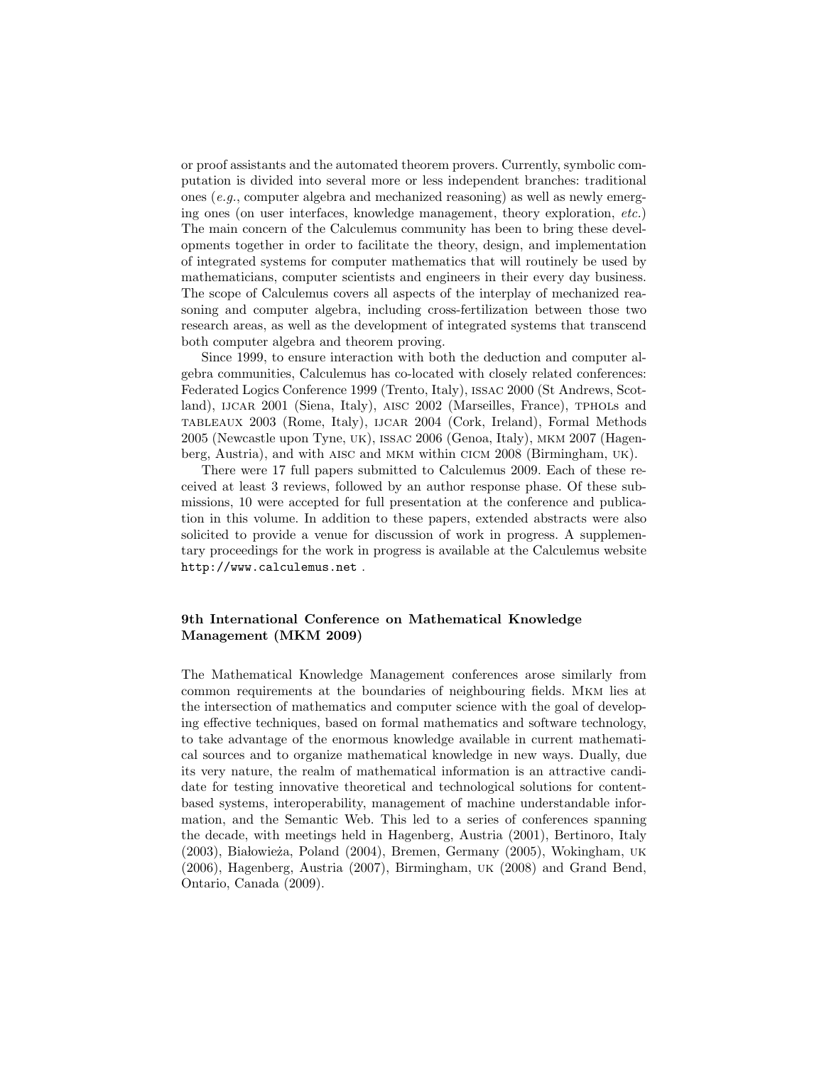or proof assistants and the automated theorem provers. Currently, symbolic computation is divided into several more or less independent branches: traditional ones (*e.g.*, computer algebra and mechanized reasoning) as well as newly emerging ones (on user interfaces, knowledge management, theory exploration, *etc.*) The main concern of the Calculemus community has been to bring these developments together in order to facilitate the theory, design, and implementation of integrated systems for computer mathematics that will routinely be used by mathematicians, computer scientists and engineers in their every day business. The scope of Calculemus covers all aspects of the interplay of mechanized reasoning and computer algebra, including cross-fertilization between those two research areas, as well as the development of integrated systems that transcend both computer algebra and theorem proving.

Since 1999, to ensure interaction with both the deduction and computer algebra communities, Calculemus has co-located with closely related conferences: Federated Logics Conference 1999 (Trento, Italy), ISSAC 2000 (St Andrews, Scotland), IJCAR 2001 (Siena, Italy), AISC 2002 (Marseilles, France), TPHOLs and TABLEAUX 2003 (Rome, Italy), IJCAR 2004 (Cork, Ireland), Formal Methods 2005 (Newcastle upon Tyne, UK), ISSAC 2006 (Genoa, Italy), MKM 2007 (Hagenberg, Austria), and with AISC and MKM within CICM 2008 (Birmingham, UK).

There were 17 full papers submitted to Calculemus 2009. Each of these received at least 3 reviews, followed by an author response phase. Of these submissions, 10 were accepted for full presentation at the conference and publication in this volume. In addition to these papers, extended abstracts were also solicited to provide a venue for discussion of work in progress. A supplementary proceedings for the work in progress is available at the Calculemus website `http://www.calculemus.net` .

### 9th International Conference on Mathematical Knowledge Management (MKM 2009)

The Mathematical Knowledge Management conferences arose similarly from common requirements at the boundaries of neighbouring fields. MKM lies at the intersection of mathematics and computer science with the goal of developing effective techniques, based on formal mathematics and software technology, to take advantage of the enormous knowledge available in current mathematical sources and to organize mathematical knowledge in new ways. Dually, due its very nature, the realm of mathematical information is an attractive candidate for testing innovative theoretical and technological solutions for content-based systems, interoperability, management of machine understandable information, and the Semantic Web. This led to a series of conferences spanning the decade, with meetings held in Hagenberg, Austria (2001), Bertinoro, Italy (2003), Białowieża, Poland (2004), Bremen, Germany (2005), Wokingham, UK (2006), Hagenberg, Austria (2007), Birmingham, UK (2008) and Grand Bend, Ontario, Canada (2009).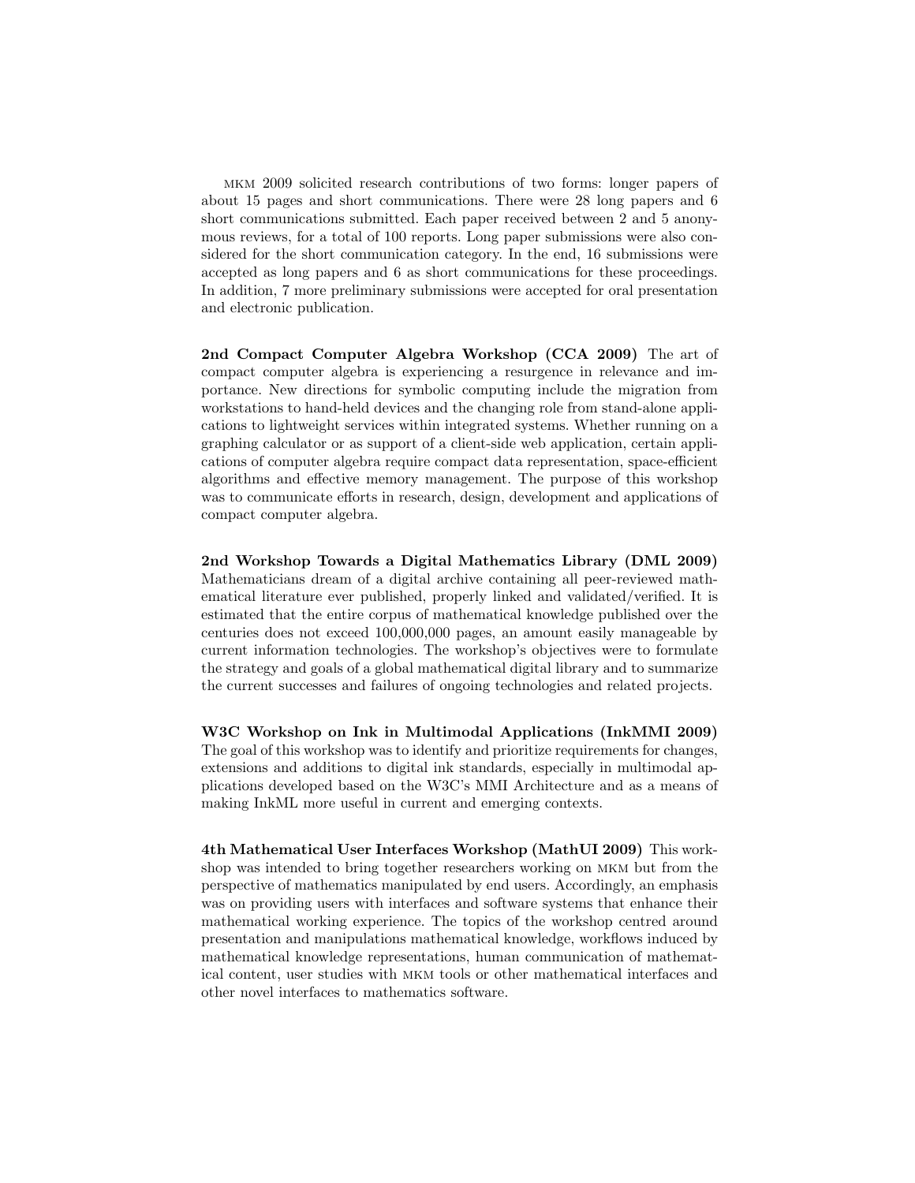MKM 2009 solicited research contributions of two forms: longer papers of about 15 pages and short communications. There were 28 long papers and 6 short communications submitted. Each paper received between 2 and 5 anonymous reviews, for a total of 100 reports. Long paper submissions were also considered for the short communication category. In the end, 16 submissions were accepted as long papers and 6 as short communications for these proceedings. In addition, 7 more preliminary submissions were accepted for oral presentation and electronic publication.

**2nd Compact Computer Algebra Workshop (CCA 2009)** The art of compact computer algebra is experiencing a resurgence in relevance and importance. New directions for symbolic computing include the migration from workstations to hand-held devices and the changing role from stand-alone applications to lightweight services within integrated systems. Whether running on a graphing calculator or as support of a client-side web application, certain applications of computer algebra require compact data representation, space-efficient algorithms and effective memory management. The purpose of this workshop was to communicate efforts in research, design, development and applications of compact computer algebra.

**2nd Workshop Towards a Digital Mathematics Library (DML 2009)** Mathematicians dream of a digital archive containing all peer-reviewed mathematical literature ever published, properly linked and validated/verified. It is estimated that the entire corpus of mathematical knowledge published over the centuries does not exceed 100,000,000 pages, an amount easily manageable by current information technologies. The workshop's objectives were to formulate the strategy and goals of a global mathematical digital library and to summarize the current successes and failures of ongoing technologies and related projects.

**W3C Workshop on Ink in Multimodal Applications (InkMMI 2009)** The goal of this workshop was to identify and prioritize requirements for changes, extensions and additions to digital ink standards, especially in multimodal applications developed based on the W3C's MMI Architecture and as a means of making InkML more useful in current and emerging contexts.

**4th Mathematical User Interfaces Workshop (MathUI 2009)** This workshop was intended to bring together researchers working on MKM but from the perspective of mathematics manipulated by end users. Accordingly, an emphasis was on providing users with interfaces and software systems that enhance their mathematical working experience. The topics of the workshop centred around presentation and manipulations mathematical knowledge, workflows induced by mathematical knowledge representations, human communication of mathematical content, user studies with MKM tools or other mathematical interfaces and other novel interfaces to mathematics software.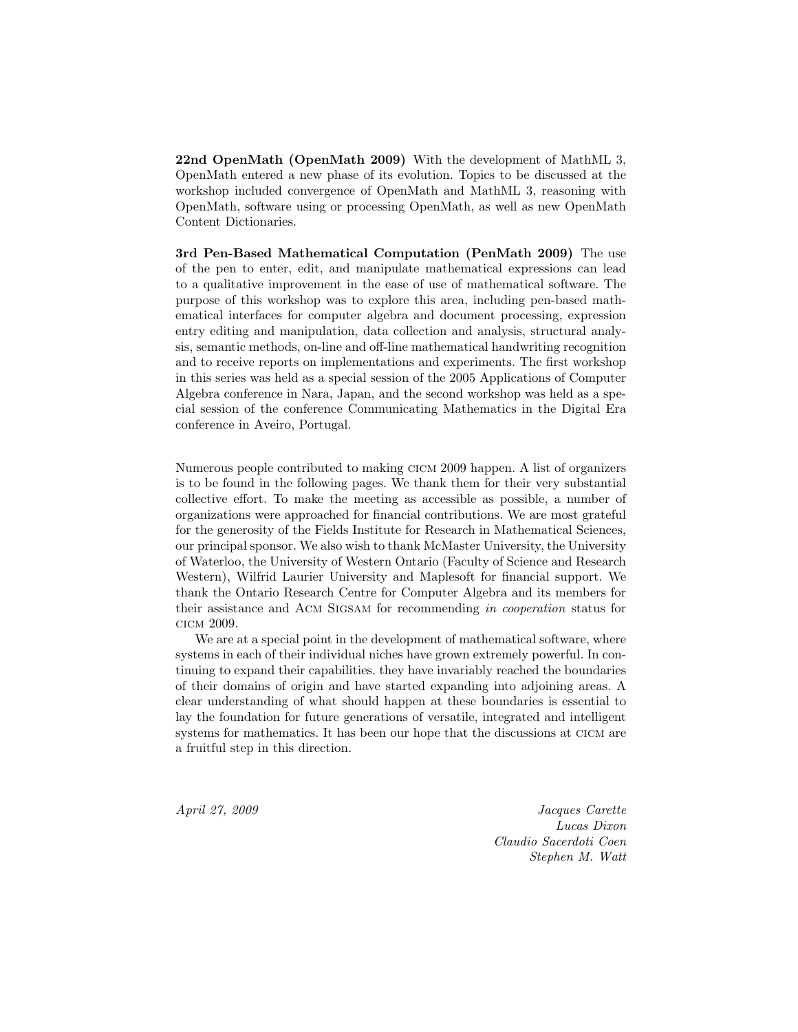**22nd OpenMath (OpenMath 2009)** With the development of MathML 3, OpenMath entered a new phase of its evolution. Topics to be discussed at the workshop included convergence of OpenMath and MathML 3, reasoning with OpenMath, software using or processing OpenMath, as well as new OpenMath Content Dictionaries.

**3rd Pen-Based Mathematical Computation (PenMath 2009)** The use of the pen to enter, edit, and manipulate mathematical expressions can lead to a qualitative improvement in the ease of use of mathematical software. The purpose of this workshop was to explore this area, including pen-based mathematical interfaces for computer algebra and document processing, expression entry editing and manipulation, data collection and analysis, structural analysis, semantic methods, on-line and off-line mathematical handwriting recognition and to receive reports on implementations and experiments. The first workshop in this series was held as a special session of the 2005 Applications of Computer Algebra conference in Nara, Japan, and the second workshop was held as a special session of the conference Communicating Mathematics in the Digital Era conference in Aveiro, Portugal.

Numerous people contributed to making CICM 2009 happen. A list of organizers is to be found in the following pages. We thank them for their very substantial collective effort. To make the meeting as accessible as possible, a number of organizations were approached for financial contributions. We are most grateful for the generosity of the Fields Institute for Research in Mathematical Sciences, our principal sponsor. We also wish to thank McMaster University, the University of Waterloo, the University of Western Ontario (Faculty of Science and Research Western), Wilfrid Laurier University and Maplesoft for financial support. We thank the Ontario Research Centre for Computer Algebra and its members for their assistance and ACM SIGSAM for recommending *in cooperation* status for CICM 2009.

We are at a special point in the development of mathematical software, where systems in each of their individual niches have grown extremely powerful. In continuing to expand their capabilities. they have invariably reached the boundaries of their domains of origin and have started expanding into adjoining areas. A clear understanding of what should happen at these boundaries is essential to lay the foundation for future generations of versatile, integrated and intelligent systems for mathematics. It has been our hope that the discussions at CICM are a fruitful step in this direction.

*April 27, 2009*

*Jacques Carette*
*Lucas Dixon*
*Claudio Sacerdoti Coen*
*Stephen M. Watt*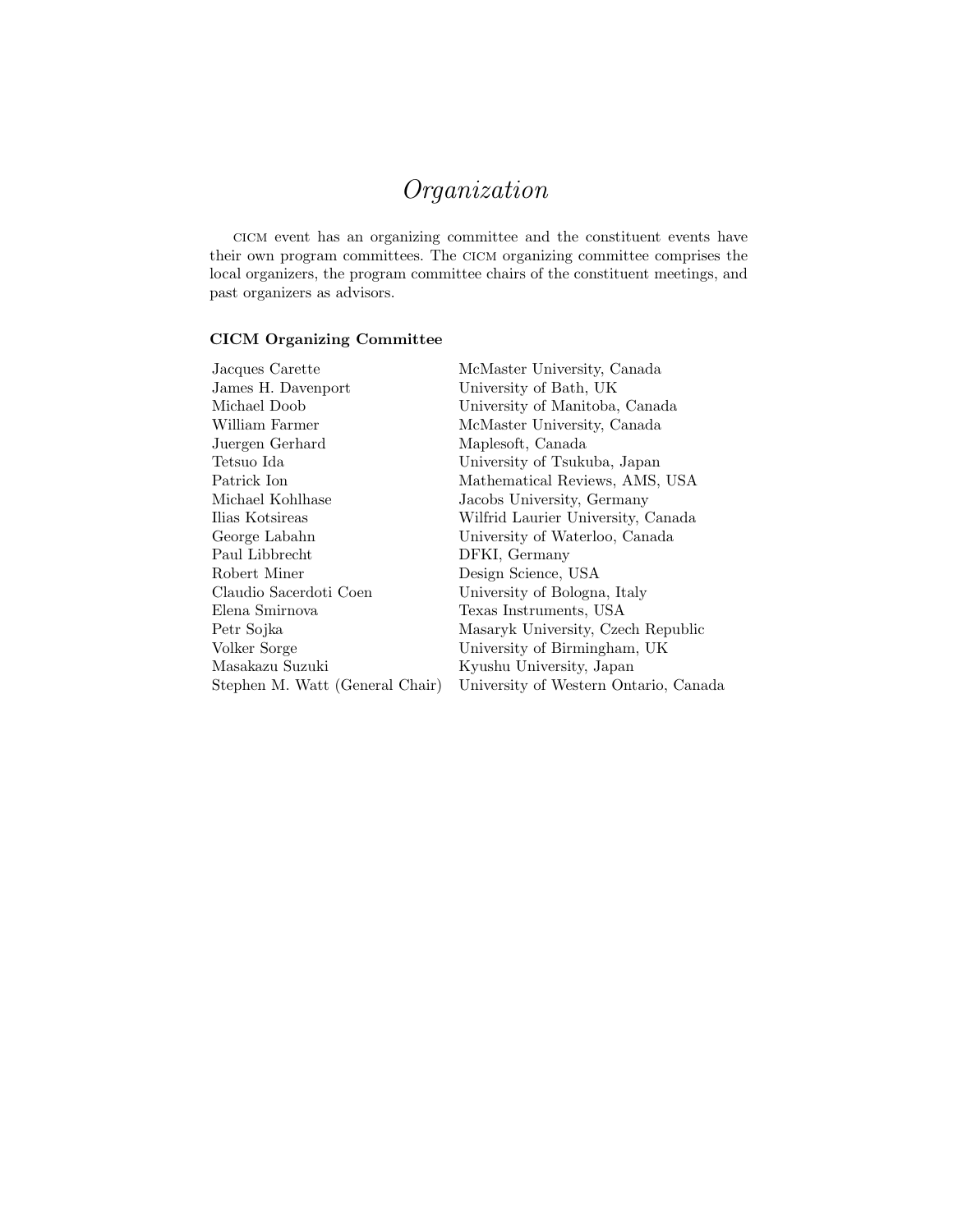# *Organization*

CICM event has an organizing committee and the constituent events have their own program committees. The CICM organizing committee comprises the local organizers, the program committee chairs of the constituent meetings, and past organizers as advisors.

### CICM Organizing Committee

| | |
|---|---|
| Jacques Carette | McMaster University, Canada |
| James H. Davenport | University of Bath, UK |
| Michael Doob | University of Manitoba, Canada |
| William Farmer | McMaster University, Canada |
| Juergen Gerhard | Maplesoft, Canada |
| Tetsuo Ida | University of Tsukuba, Japan |
| Patrick Ion | Mathematical Reviews, AMS, USA |
| Michael Kohlhase | Jacobs University, Germany |
| Ilias Kotsireas | Wilfrid Laurier University, Canada |
| George Labahn | University of Waterloo, Canada |
| Paul Libbrecht | DFKI, Germany |
| Robert Miner | Design Science, USA |
| Claudio Sacerdoti Coen | University of Bologna, Italy |
| Elena Smirnova | Texas Instruments, USA |
| Petr Sojka | Masaryk University, Czech Republic |
| Volker Sorge | University of Birmingham, UK |
| Masakazu Suzuki | Kyushu University, Japan |
| Stephen M. Watt (General Chair) | University of Western Ontario, Canada |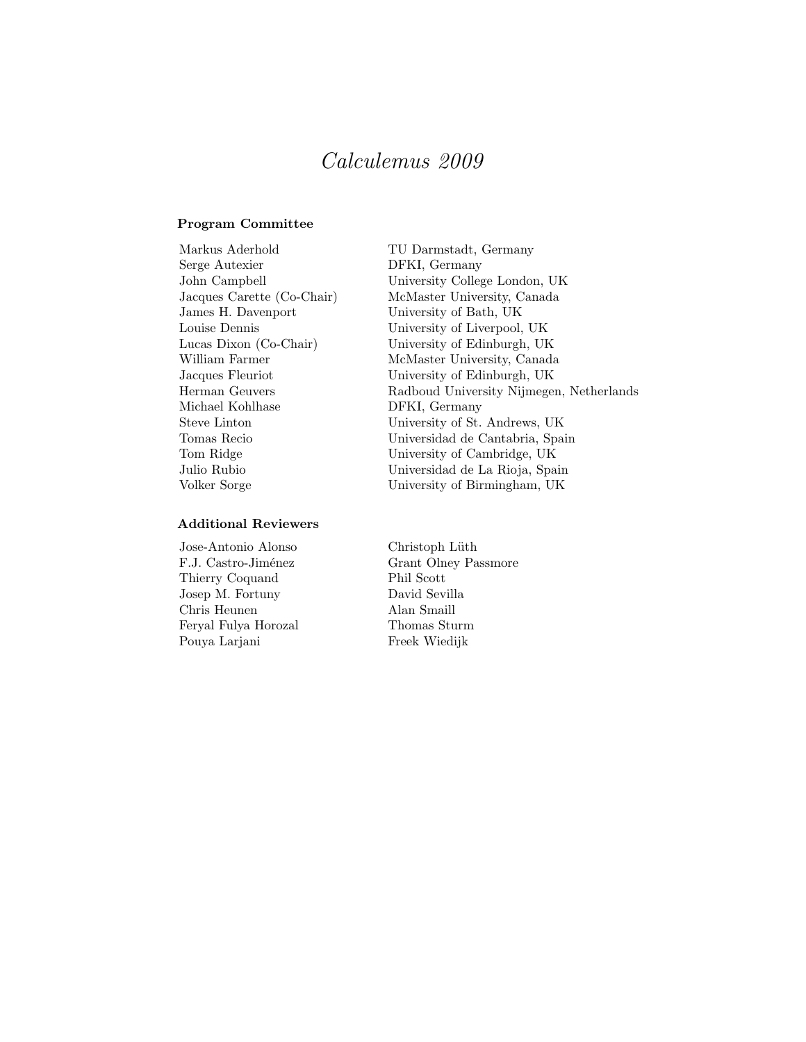# *Calculemus 2009*

### Program Committee

| | |
|---|---|
| Markus Aderhold | TU Darmstadt, Germany |
| Serge Autexier | DFKI, Germany |
| John Campbell | University College London, UK |
| Jacques Carette (Co-Chair) | McMaster University, Canada |
| James H. Davenport | University of Bath, UK |
| Louise Dennis | University of Liverpool, UK |
| Lucas Dixon (Co-Chair) | University of Edinburgh, UK |
| William Farmer | McMaster University, Canada |
| Jacques Fleuriot | University of Edinburgh, UK |
| Herman Geuvers | Radboud University Nijmegen, Netherlands |
| Michael Kohlhase | DFKI, Germany |
| Steve Linton | University of St. Andrews, UK |
| Tomas Recio | Universidad de Cantabria, Spain |
| Tom Ridge | University of Cambridge, UK |
| Julio Rubio | Universidad de La Rioja, Spain |
| Volker Sorge | University of Birmingham, UK |

### Additional Reviewers

| | |
|---|---|
| Jose-Antonio Alonso | Christoph Lüth |
| F.J. Castro-Jiménez | Grant Olney Passmore |
| Thierry Coquand | Phil Scott |
| Josep M. Fortuny | David Sevilla |
| Chris Heunen | Alan Smaill |
| Feryal Fulya Horozal | Thomas Sturm |
| Pouya Larjani | Freek Wiedijk |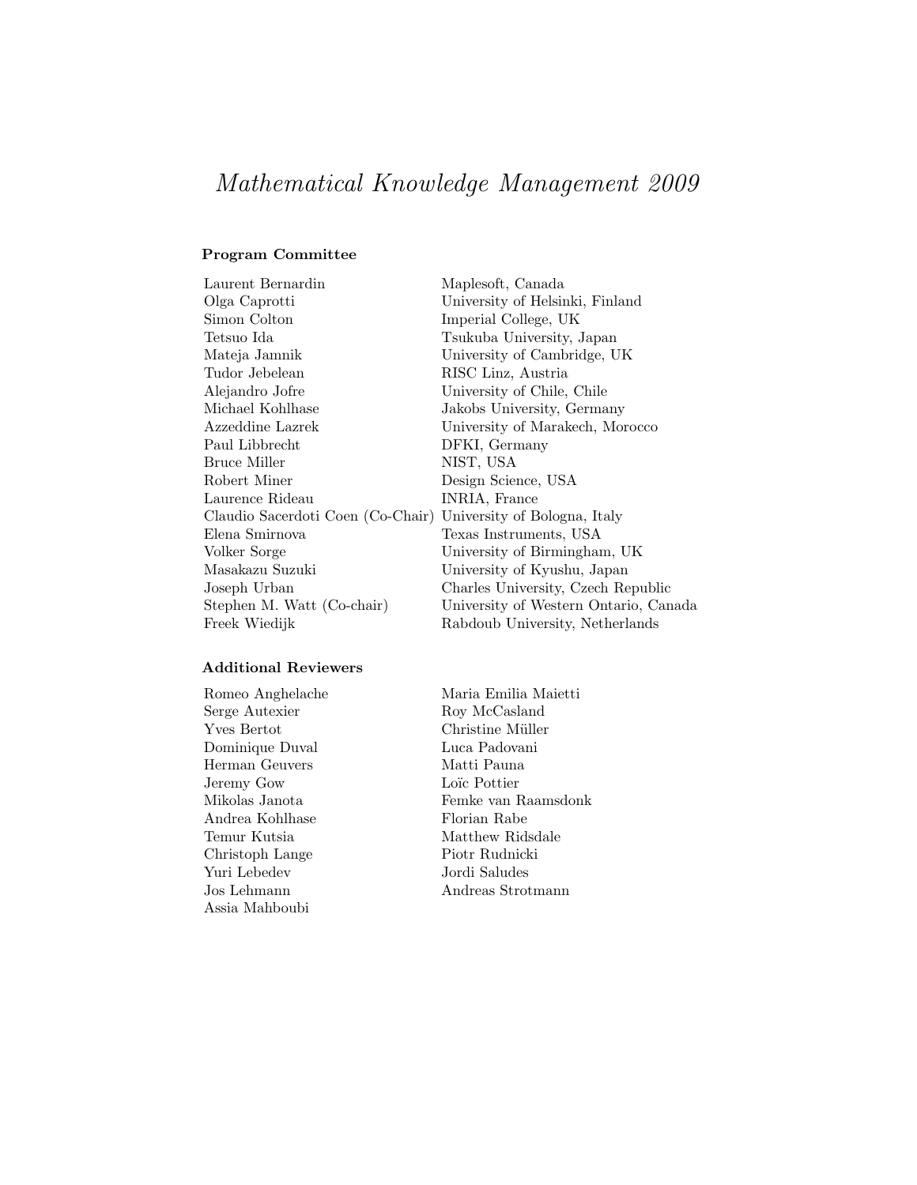# *Mathematical Knowledge Management 2009*

### Program Committee

| | |
|---|---|
| Laurent Bernardin | Maplesoft, Canada |
| Olga Caprotti | University of Helsinki, Finland |
| Simon Colton | Imperial College, UK |
| Tetsuo Ida | Tsukuba University, Japan |
| Mateja Jamnik | University of Cambridge, UK |
| Tudor Jebelean | RISC Linz, Austria |
| Alejandro Jofre | University of Chile, Chile |
| Michael Kohlhase | Jakobs University, Germany |
| Azzeddine Lazrek | University of Marakech, Morocco |
| Paul Libbrecht | DFKI, Germany |
| Bruce Miller | NIST, USA |
| Robert Miner | Design Science, USA |
| Laurence Rideau | INRIA, France |
| Claudio Sacerdoti Coen (Co-Chair) | University of Bologna, Italy |
| Elena Smirnova | Texas Instruments, USA |
| Volker Sorge | University of Birmingham, UK |
| Masakazu Suzuki | University of Kyushu, Japan |
| Joseph Urban | Charles University, Czech Republic |
| Stephen M. Watt (Co-chair) | University of Western Ontario, Canada |
| Freek Wiedijk | Rabdoub University, Netherlands |

### Additional Reviewers

Romeo Anghelache
Serge Autexier
Yves Bertot
Dominique Duval
Herman Geuvers
Jeremy Gow
Mikolas Janota
Andrea Kohlhase
Temur Kutsia
Christoph Lange
Yuri Lebedev
Jos Lehmann
Assia Mahboubi
Maria Emilia Maietti
Roy McCasland
Christine Müller
Luca Padovani
Matti Pauna
Loïc Pottier
Femke van Raamsdonk
Florian Rabe
Matthew Ridsdale
Piotr Rudnicki
Jordi Saludes
Andreas Strotmann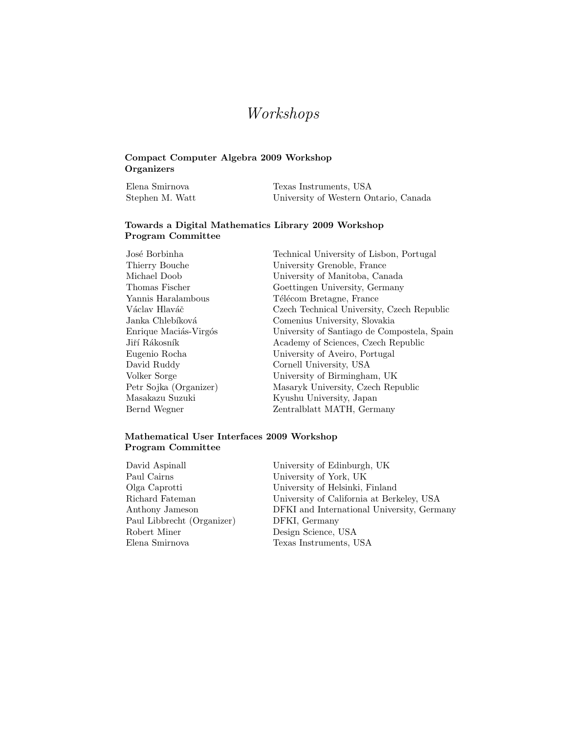# *Workshops*

**Compact Computer Algebra 2009 Workshop**
**Organizers**

| | |
|---|---|
| Elena Smirnova | Texas Instruments, USA |
| Stephen M. Watt | University of Western Ontario, Canada |

**Towards a Digital Mathematics Library 2009 Workshop**
**Program Committee**

| | |
|---|---|
| José Borbinha | Technical University of Lisbon, Portugal |
| Thierry Bouche | University Grenoble, France |
| Michael Doob | University of Manitoba, Canada |
| Thomas Fischer | Goettingen University, Germany |
| Yannis Haralambous | Télécom Bretagne, France |
| Václav Hlaváč | Czech Technical University, Czech Republic |
| Janka Chlebíková | Comenius University, Slovakia |
| Enrique Maciás-Virgós | University of Santiago de Compostela, Spain |
| Jiří Rákosník | Academy of Sciences, Czech Republic |
| Eugenio Rocha | University of Aveiro, Portugal |
| David Ruddy | Cornell University, USA |
| Volker Sorge | University of Birmingham, UK |
| Petr Sojka (Organizer) | Masaryk University, Czech Republic |
| Masakazu Suzuki | Kyushu University, Japan |
| Bernd Wegner | Zentralblatt MATH, Germany |

**Mathematical User Interfaces 2009 Workshop**
**Program Committee**

| | |
|---|---|
| David Aspinall | University of Edinburgh, UK |
| Paul Cairns | University of York, UK |
| Olga Caprotti | University of Helsinki, Finland |
| Richard Fateman | University of California at Berkeley, USA |
| Anthony Jameson | DFKI and International University, Germany |
| Paul Libbrecht (Organizer) | DFKI, Germany |
| Robert Miner | Design Science, USA |
| Elena Smirnova | Texas Instruments, USA |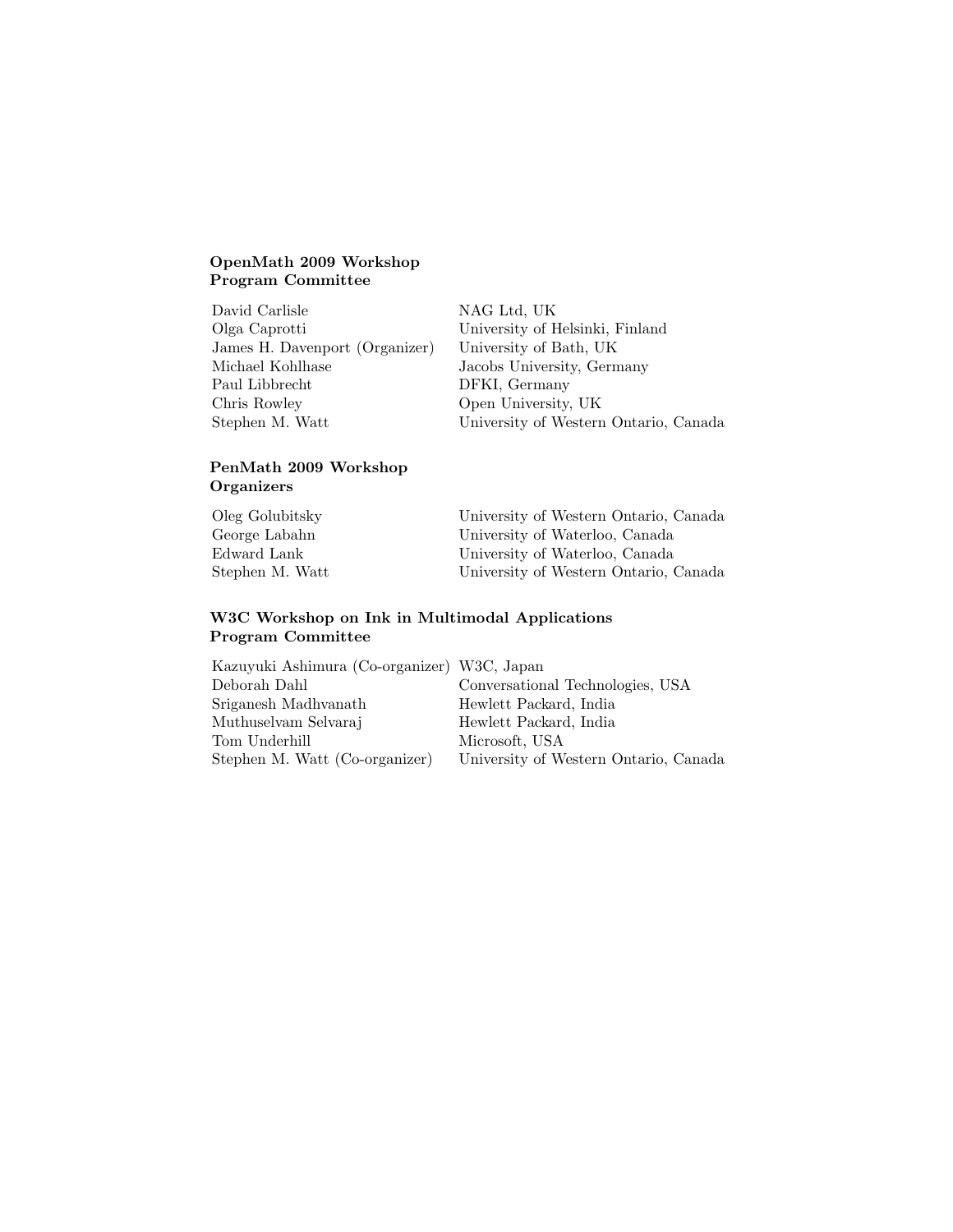**OpenMath 2009 Workshop**
**Program Committee**

| | |
|---|---|
| David Carlisle | NAG Ltd, UK |
| Olga Caprotti | University of Helsinki, Finland |
| James H. Davenport (Organizer) | University of Bath, UK |
| Michael Kohlhase | Jacobs University, Germany |
| Paul Libbrecht | DFKI, Germany |
| Chris Rowley | Open University, UK |
| Stephen M. Watt | University of Western Ontario, Canada |

**PenMath 2009 Workshop**
**Organizers**

| | |
|---|---|
| Oleg Golubitsky | University of Western Ontario, Canada |
| George Labahn | University of Waterloo, Canada |
| Edward Lank | University of Waterloo, Canada |
| Stephen M. Watt | University of Western Ontario, Canada |

**W3C Workshop on Ink in Multimodal Applications**
**Program Committee**

| | |
|---|---|
| Kazuyuki Ashimura (Co-organizer) | W3C, Japan |
| Deborah Dahl | Conversational Technologies, USA |
| Sriganesh Madhvanath | Hewlett Packard, India |
| Muthuselvam Selvaraj | Hewlett Packard, India |
| Tom Underhill | Microsoft, USA |
| Stephen M. Watt (Co-organizer) | University of Western Ontario, Canada |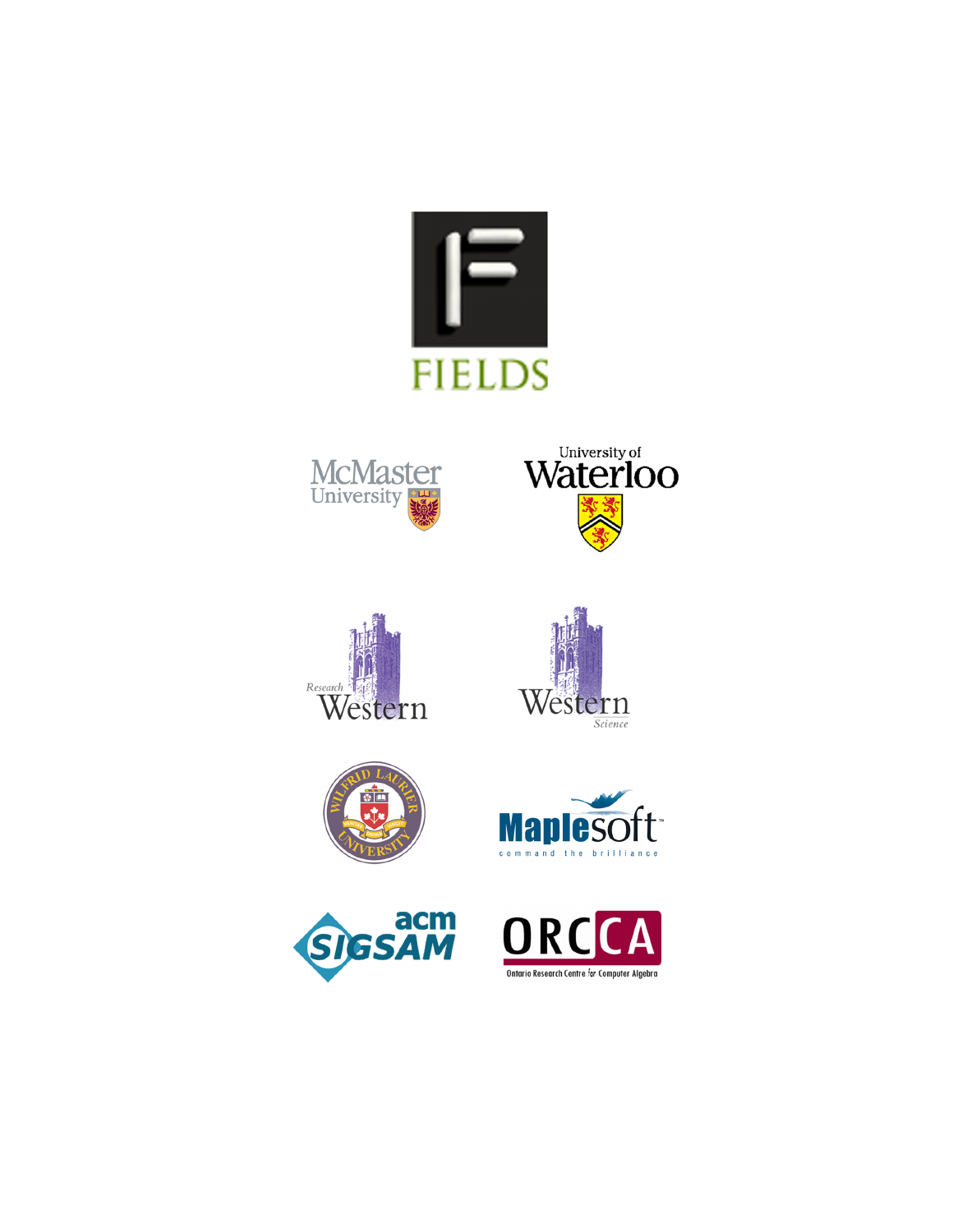FIELDS

McMaster University

University of Waterloo

Research Western

Western Science

Wilfrid Laurier University

Maplesoft

command the brilliance

acm SIGSAM

ORCCA

Ontario Research Centre for Computer Algebra